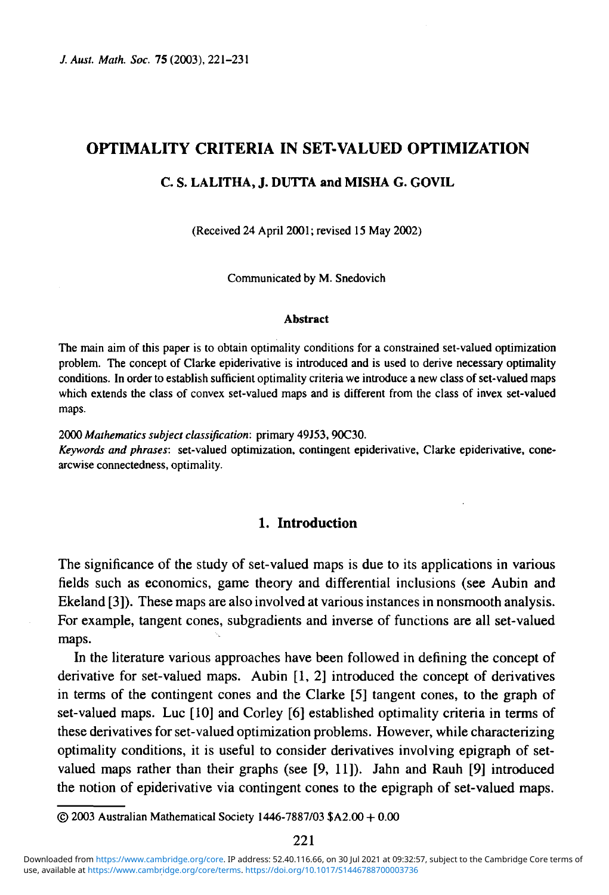# OPTIMALITY CRITERIA IN SET-VALUED OPTIMIZATION

**C. S. LALITHA, J. DUTTA and MISHA G. GOVIL**

(Received 24 April 2001; revised 15 May 2002)

Communicated by M. Snedovich

#### Abstract

The main aim of this paper is to obtain optimality conditions for a constrained set-valued optimization problem. The concept of Clarke epiderivative is introduced and is used to derive necessary optimality conditions. In order to establish sufficient optimality criteria we introduce a new class of set-valued maps which extends the class of convex set-valued maps and is different from the class of invex set-valued maps.

2000 *Mathematics subject classification*: primary 49J53, 90C30.

*Keywords and phrases*: set-valued optimization, contingent epiderivative, Clarke epiderivative, cone-arcwise connectedness, optimality.

## 1. Introduction

The significance of the study of set-valued maps is due to its applications in various fields such as economics, game theory and differential inclusions (see Aubin and Ekeland [3]). These maps are also involved at various instances in nonsmooth analysis. For example, tangent cones, subgradients and inverse of functions are all set-valued maps.

In the literature various approaches have been followed in defining the concept of derivative for set-valued maps. Aubin [1, 2] introduced the concept of derivatives in terms of the contingent cones and the Clarke [5] tangent cones, to the graph of set-valued maps. Luc [10] and Corley [6] established optimality criteria in terms of these derivatives for set-valued optimization problems. However, while characterizing optimality conditions, it is useful to consider derivatives involving epigraph of set-valued maps rather than their graphs (see [9, 11]). Jahn and Rauh [9] introduced the notion of epiderivative via contingent cones to the epigraph of set-valued maps.

© 2003 Australian Mathematical Society 1446-7887/03 $A2.00 + 0.00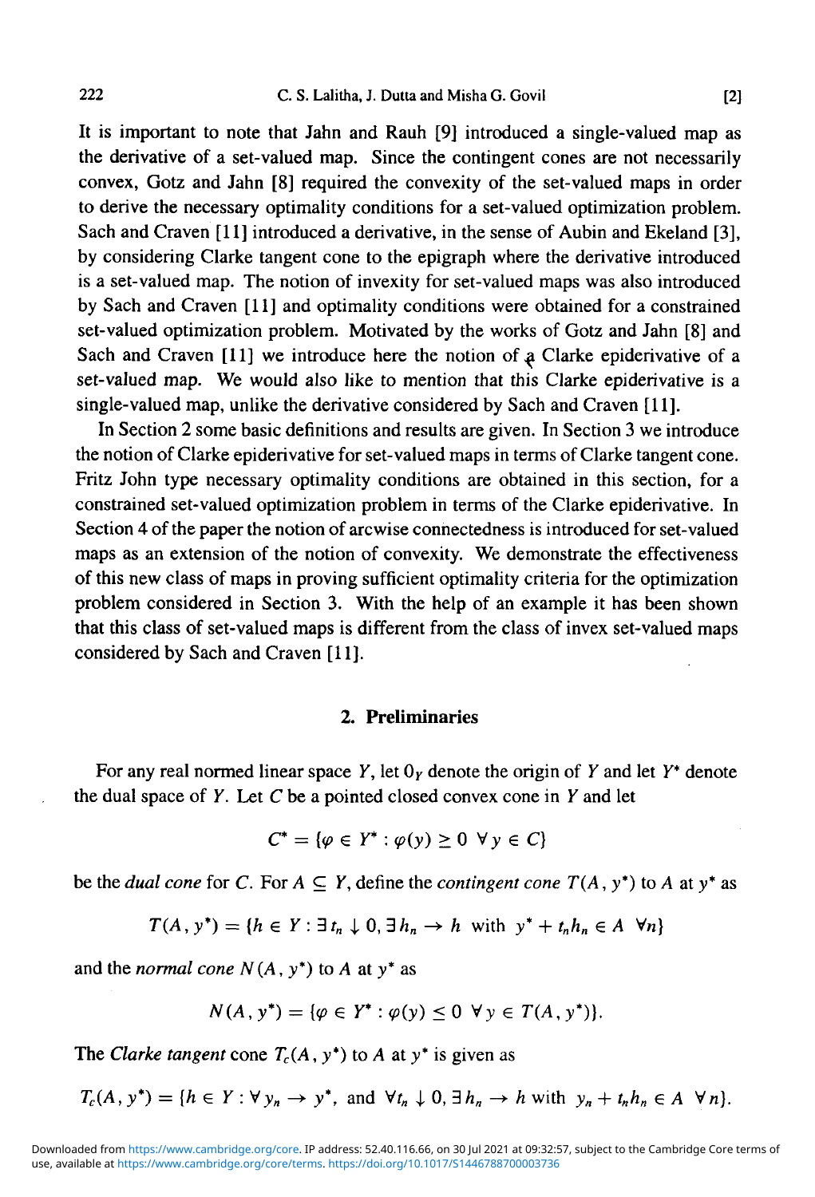It is important to note that Jahn and Rauh [9] introduced a single-valued map as the derivative of a set-valued map. Since the contingent cones are not necessarily convex, Gotz and Jahn [8] required the convexity of the set-valued maps in order to derive the necessary optimality conditions for a set-valued optimization problem. Sach and Craven [11] introduced a derivative, in the sense of Aubin and Ekeland [3], by considering Clarke tangent cone to the epigraph where the derivative introduced is a set-valued map. The notion of invexity for set-valued maps was also introduced by Sach and Craven [11] and optimality conditions were obtained for a constrained set-valued optimization problem. Motivated by the works of Gotz and Jahn [8] and Sach and Craven [11] we introduce here the notion of a Clarke epiderivative of a set-valued map. We would also like to mention that this Clarke epiderivative is a single-valued map, unlike the derivative considered by Sach and Craven [11].

In Section 2 some basic definitions and results are given. In Section 3 we introduce the notion of Clarke epiderivative for set-valued maps in terms of Clarke tangent cone. Fritz John type necessary optimality conditions are obtained in this section, for a constrained set-valued optimization problem in terms of the Clarke epiderivative. In Section 4 of the paper the notion of arcwise connectedness is introduced for set-valued maps as an extension of the notion of convexity. We demonstrate the effectiveness of this new class of maps in proving sufficient optimality criteria for the optimization problem considered in Section 3. With the help of an example it has been shown that this class of set-valued maps is different from the class of invex set-valued maps considered by Sach and Craven [11].

## 2. Preliminaries

For any real normed linear space $Y$, let $0_Y$ denote the origin of $Y$ and let $Y^*$ denote the dual space of $Y$. Let $C$ be a pointed closed convex cone in $Y$ and let

$$C^* = \{\varphi \in Y^* : \varphi(y) \geq 0 \ \forall\, y \in C\}$$

be the *dual cone* for $C$. For $A \subseteq Y$, define the *contingent cone* $T(A, y^*)$ to $A$ at $y^*$ as

$$T(A, y^*) = \{h \in Y : \exists\, t_n \downarrow 0, \exists\, h_n \to h \ \text{ with } \ y^* + t_n h_n \in A \ \ \forall n\}$$

and the *normal cone* $N(A, y^*)$ to $A$ at $y^*$ as

$$N(A, y^*) = \{\varphi \in Y^* : \varphi(y) \leq 0 \ \forall\, y \in T(A, y^*)\}.$$

The *Clarke tangent* cone $T_c(A, y^*)$ to $A$ at $y^*$ is given as

$$T_c(A, y^*) = \{h \in Y : \forall\, y_n \to y^*, \text{ and } \forall t_n \downarrow 0, \exists\, h_n \to h \text{ with } y_n + t_n h_n \in A \ \ \forall\, n\}.$$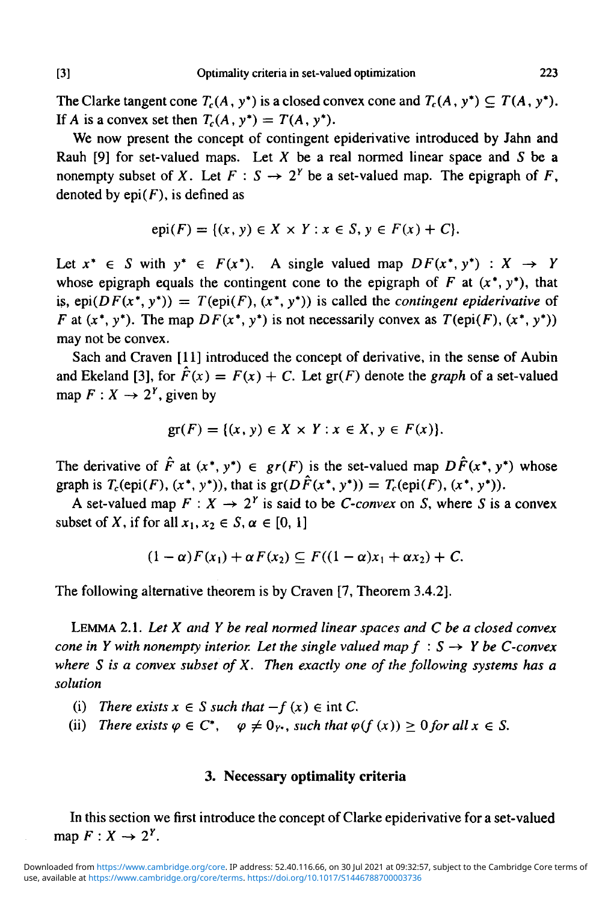The Clarke tangent cone $T_c(A, y^*)$ is a closed convex cone and $T_c(A, y^*) \subseteq T(A, y^*)$. If $A$ is a convex set then $T_c(A, y^*) = T(A, y^*)$.

We now present the concept of contingent epiderivative introduced by Jahn and Rauh [9] for set-valued maps. Let $X$ be a real normed linear space and $S$ be a nonempty subset of $X$. Let $F : S \to 2^Y$ be a set-valued map. The epigraph of $F$, denoted by $\text{epi}(F)$, is defined as

$$\text{epi}(F) = \{(x, y) \in X \times Y : x \in S, y \in F(x) + C\}.$$

Let $x^* \in S$ with $y^* \in F(x^*)$. A single valued map $DF(x^*, y^*) : X \to Y$ whose epigraph equals the contingent cone to the epigraph of $F$ at $(x^*, y^*)$, that is, $\text{epi}(DF(x^*, y^*)) = T(\text{epi}(F), (x^*, y^*))$ is called the *contingent epiderivative* of $F$ at $(x^*, y^*)$. The map $DF(x^*, y^*)$ is not necessarily convex as $T(\text{epi}(F), (x^*, y^*))$ may not be convex.

Sach and Craven [11] introduced the concept of derivative, in the sense of Aubin and Ekeland [3], for $\hat{F}(x) = F(x) + C$. Let $\text{gr}(F)$ denote the *graph* of a set-valued map $F : X \to 2^Y$, given by

$$\text{gr}(F) = \{(x, y) \in X \times Y : x \in X, y \in F(x)\}.$$

The derivative of $\hat{F}$ at $(x^*, y^*) \in gr(F)$ is the set-valued map $D\hat{F}(x^*, y^*)$ whose graph is $T_c(\text{epi}(F), (x^*, y^*))$, that is $\text{gr}(D\hat{F}(x^*, y^*)) = T_c(\text{epi}(F), (x^*, y^*))$.

A set-valued map $F : X \to 2^Y$ is said to be *C-convex* on $S$, where $S$ is a convex subset of $X$, if for all $x_1, x_2 \in S$, $\alpha \in [0, 1]$

$$(1 - \alpha)F(x_1) + \alpha F(x_2) \subseteq F((1 - \alpha)x_1 + \alpha x_2) + C.$$

The following alternative theorem is by Craven [7, Theorem 3.4.2].

LEMMA 2.1. *Let $X$ and $Y$ be real normed linear spaces and $C$ be a closed convex cone in $Y$ with nonempty interior. Let the single valued map $f : S \to Y$ be C-convex where $S$ is a convex subset of $X$. Then exactly one of the following systems has a solution*

(i) *There exists $x \in S$ such that $-f(x) \in \text{int}\, C$.*

(ii) *There exists $\varphi \in C^*$, $\varphi \neq 0_{Y^*}$, such that $\varphi(f(x)) \geq 0$ for all $x \in S$.*

## 3. Necessary optimality criteria

In this section we first introduce the concept of Clarke epiderivative for a set-valued map $F : X \to 2^Y$.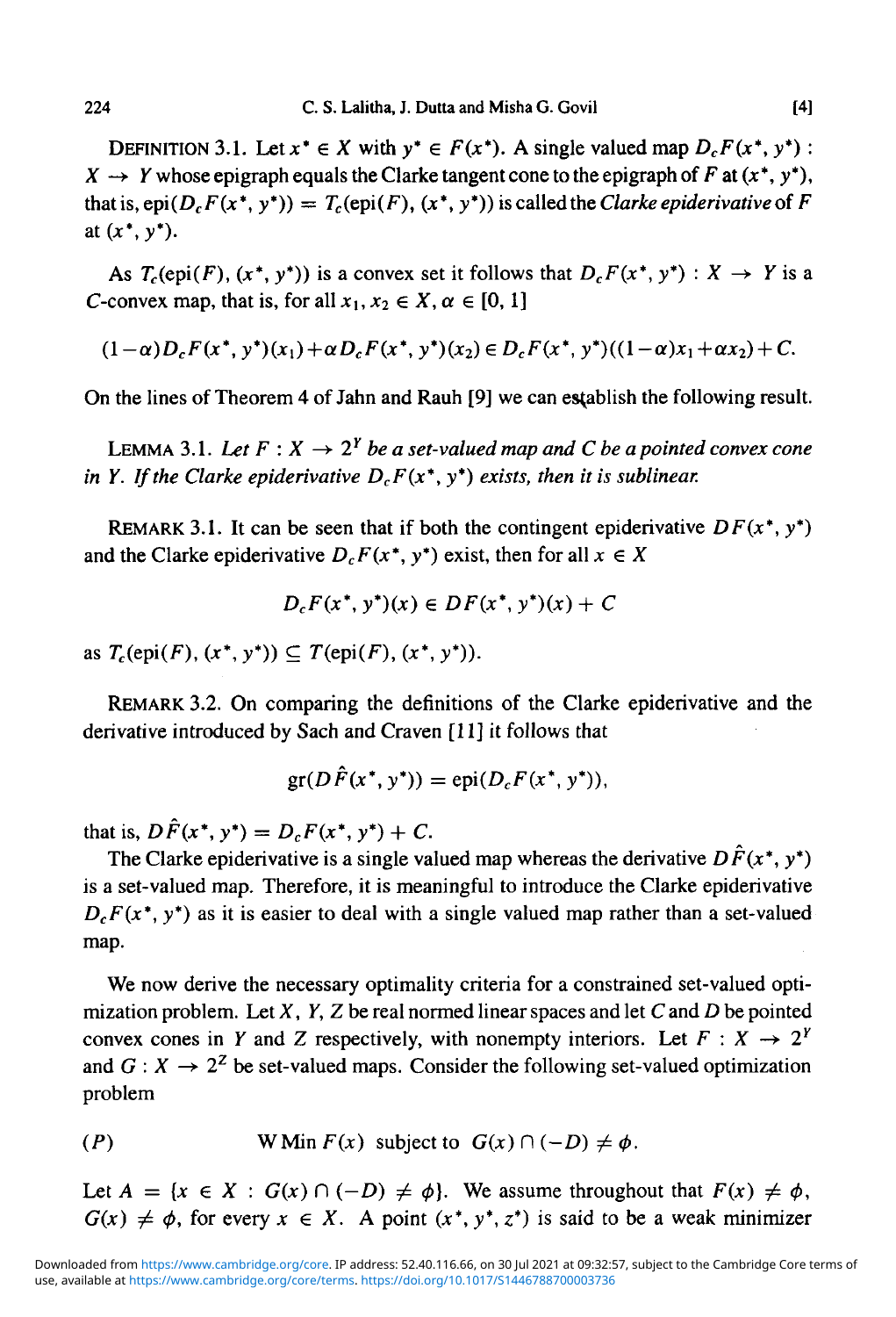DEFINITION 3.1. Let $x^* \in X$ with $y^* \in F(x^*)$. A single valued map $D_cF(x^*, y^*) : X \to Y$ whose epigraph equals the Clarke tangent cone to the epigraph of $F$ at $(x^*, y^*)$, that is, $\text{epi}(D_cF(x^*, y^*)) = T_c(\text{epi}(F), (x^*, y^*))$ is called the *Clarke epiderivative* of $F$ at $(x^*, y^*)$.

As $T_c(\text{epi}(F), (x^*, y^*))$ is a convex set it follows that $D_cF(x^*, y^*) : X \to Y$ is a $C$-convex map, that is, for all $x_1, x_2 \in X$, $\alpha \in [0, 1]$

$$(1-\alpha)D_cF(x^*, y^*)(x_1) + \alpha D_cF(x^*, y^*)(x_2) \in D_cF(x^*, y^*)((1-\alpha)x_1 + \alpha x_2) + C.$$

On the lines of Theorem 4 of Jahn and Rauh [9] we can establish the following result.

LEMMA 3.1. *Let $F : X \to 2^Y$ be a set-valued map and $C$ be a pointed convex cone in $Y$. If the Clarke epiderivative $D_cF(x^*, y^*)$ exists, then it is sublinear.*

REMARK 3.1. It can be seen that if both the contingent epiderivative $DF(x^*, y^*)$ and the Clarke epiderivative $D_cF(x^*, y^*)$ exist, then for all $x \in X$

$$D_cF(x^*, y^*)(x) \in DF(x^*, y^*)(x) + C$$

as $T_c(\text{epi}(F), (x^*, y^*)) \subseteq T(\text{epi}(F), (x^*, y^*))$.

REMARK 3.2. On comparing the definitions of the Clarke epiderivative and the derivative introduced by Sach and Craven [11] it follows that

$$\text{gr}(D\hat{F}(x^*, y^*)) = \text{epi}(D_cF(x^*, y^*)),$$

that is, $D\hat{F}(x^*, y^*) = D_cF(x^*, y^*) + C$.

The Clarke epiderivative is a single valued map whereas the derivative $D\hat{F}(x^*, y^*)$ is a set-valued map. Therefore, it is meaningful to introduce the Clarke epiderivative $D_cF(x^*, y^*)$ as it is easier to deal with a single valued map rather than a set-valued map.

We now derive the necessary optimality criteria for a constrained set-valued optimization problem. Let $X$, $Y$, $Z$ be real normed linear spaces and let $C$ and $D$ be pointed convex cones in $Y$ and $Z$ respectively, with nonempty interiors. Let $F : X \to 2^Y$ and $G : X \to 2^Z$ be set-valued maps. Consider the following set-valued optimization problem

$$(P) \qquad \text{W Min } F(x) \ \text{ subject to } \ G(x) \cap (-D) \neq \phi.$$

Let $A = \{x \in X : G(x) \cap (-D) \neq \phi\}$. We assume throughout that $F(x) \neq \phi$, $G(x) \neq \phi$, for every $x \in X$. A point $(x^*, y^*, z^*)$ is said to be a weak minimizer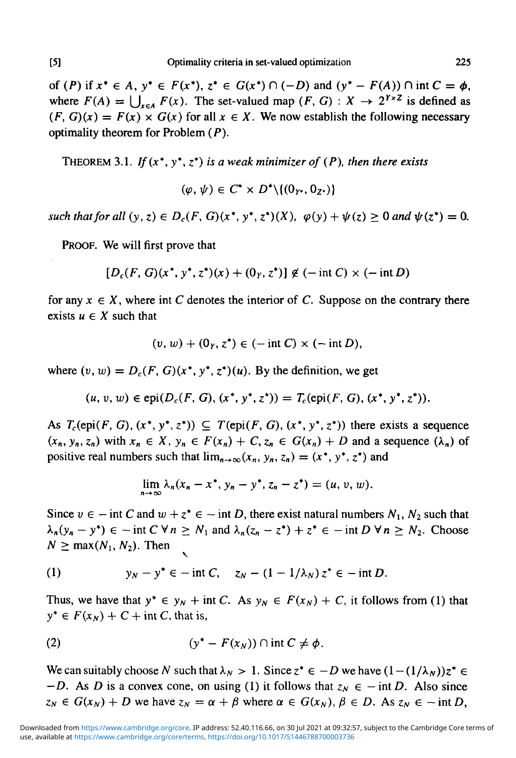of $(P)$ if $x^* \in A$, $y^* \in F(x^*)$, $z^* \in G(x^*) \cap (-D)$ and $(y^* - F(A)) \cap \operatorname{int} C = \phi$, where $F(A) = \bigcup_{x \in A} F(x)$. The set-valued map $(F, G) : X \to 2^{Y \times Z}$ is defined as $(F, G)(x) = F(x) \times G(x)$ for all $x \in X$. We now establish the following necessary optimality theorem for Problem $(P)$.

THEOREM 3.1. *If $(x^*, y^*, z^*)$ is a weak minimizer of $(P)$, then there exists*

$$(\varphi, \psi) \in C^* \times D^* \backslash \{(0_{Y^*}, 0_{Z^*})\}$$

*such that for all $(y, z) \in D_c(F, G)(x^*, y^*, z^*)(X)$, $\varphi(y) + \psi(z) \geq 0$ and $\psi(z^*) = 0$.*

PROOF. We will first prove that

$$[D_c(F, G)(x^*, y^*, z^*)(x) + (0_Y, z^*)] \not\subseteq (-\operatorname{int} C) \times (-\operatorname{int} D)$$

for any $x \in X$, where $\operatorname{int} C$ denotes the interior of $C$. Suppose on the contrary there exists $u \in X$ such that

$$(v, w) + (0_Y, z^*) \in (-\operatorname{int} C) \times (-\operatorname{int} D),$$

where $(v, w) = D_c(F, G)(x^*, y^*, z^*)(u)$. By the definition, we get

$$(u, v, w) \in \operatorname{epi}(D_c(F, G), (x^*, y^*, z^*)) = T_c(\operatorname{epi}(F, G), (x^*, y^*, z^*)).$$

As $T_c(\operatorname{epi}(F, G), (x^*, y^*, z^*)) \subseteq T(\operatorname{epi}(F, G), (x^*, y^*, z^*))$ there exists a sequence $(x_n, y_n, z_n)$ with $x_n \in X$, $y_n \in F(x_n) + C$, $z_n \in G(x_n) + D$ and a sequence $(\lambda_n)$ of positive real numbers such that $\lim_{n \to \infty}(x_n, y_n, z_n) = (x^*, y^*, z^*)$ and

$$\lim_{n \to \infty} \lambda_n (x_n - x^*, y_n - y^*, z_n - z^*) = (u, v, w).$$

Since $v \in -\operatorname{int} C$ and $w + z^* \in -\operatorname{int} D$, there exist natural numbers $N_1$, $N_2$ such that $\lambda_n(y_n - y^*) \in -\operatorname{int} C \; \forall n \geq N_1$ and $\lambda_n(z_n - z^*) + z^* \in -\operatorname{int} D \; \forall n \geq N_2$. Choose $N \geq \max(N_1, N_2)$. Then

$$y_N - y^* \in -\operatorname{int} C, \quad z_N - (1 - 1/\lambda_N) z^* \in -\operatorname{int} D. \tag{1}$$

Thus, we have that $y^* \in y_N + \operatorname{int} C$. As $y_N \in F(x_N) + C$, it follows from (1) that $y^* \in F(x_N) + C + \operatorname{int} C$, that is,

$$(y^* - F(x_N)) \cap \operatorname{int} C \neq \phi. \tag{2}$$

We can suitably choose $N$ such that $\lambda_N > 1$. Since $z^* \in -D$ we have $(1 - (1/\lambda_N))z^* \in -D$. As $D$ is a convex cone, on using (1) it follows that $z_N \in -\operatorname{int} D$. Also since $z_N \in G(x_N) + D$ we have $z_N = \alpha + \beta$ where $\alpha \in G(x_N)$, $\beta \in D$. As $z_N \in -\operatorname{int} D$,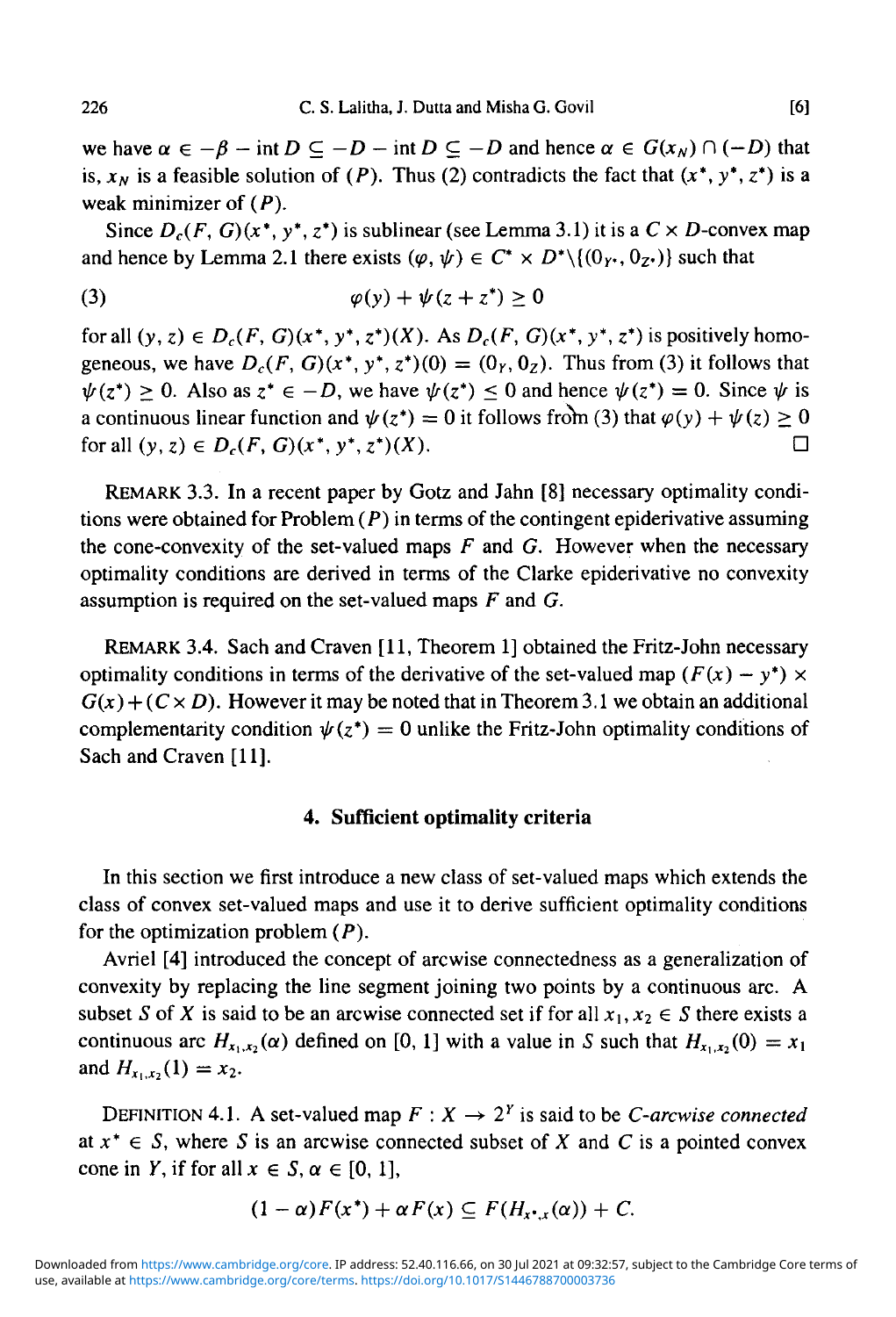we have $\alpha \in -\beta - \operatorname{int} D \subseteq -D - \operatorname{int} D \subseteq -D$ and hence $\alpha \in G(x_N) \cap (-D)$ that is, $x_N$ is a feasible solution of $(P)$. Thus (2) contradicts the fact that $(x^*, y^*, z^*)$ is a weak minimizer of $(P)$.

Since $D_c(F, G)(x^*, y^*, z^*)$ is sublinear (see Lemma 3.1) it is a $C \times D$-convex map and hence by Lemma 2.1 there exists $(\varphi, \psi) \in C^* \times D^* \backslash \{(0_{Y^*}, 0_{Z^*})\}$ such that

$$\varphi(y) + \psi(z + z^*) \geq 0 \tag{3}$$

for all $(y, z) \in D_c(F, G)(x^*, y^*, z^*)(X)$. As $D_c(F, G)(x^*, y^*, z^*)$ is positively homogeneous, we have $D_c(F, G)(x^*, y^*, z^*)(0) = (0_Y, 0_Z)$. Thus from (3) it follows that $\psi(z^*) \geq 0$. Also as $z^* \in -D$, we have $\psi(z^*) \leq 0$ and hence $\psi(z^*) = 0$. Since $\psi$ is a continuous linear function and $\psi(z^*) = 0$ it follows from (3) that $\varphi(y) + \psi(z) \geq 0$ for all $(y, z) \in D_c(F, G)(x^*, y^*, z^*)(X)$. $\square$

REMARK 3.3. In a recent paper by Gotz and Jahn [8] necessary optimality conditions were obtained for Problem $(P)$ in terms of the contingent epiderivative assuming the cone-convexity of the set-valued maps $F$ and $G$. However when the necessary optimality conditions are derived in terms of the Clarke epiderivative no convexity assumption is required on the set-valued maps $F$ and $G$.

REMARK 3.4. Sach and Craven [11, Theorem 1] obtained the Fritz-John necessary optimality conditions in terms of the derivative of the set-valued map $(F(x) - y^*) \times G(x) + (C \times D)$. However it may be noted that in Theorem 3.1 we obtain an additional complementarity condition $\psi(z^*) = 0$ unlike the Fritz-John optimality conditions of Sach and Craven [11].

## 4. Sufficient optimality criteria

In this section we first introduce a new class of set-valued maps which extends the class of convex set-valued maps and use it to derive sufficient optimality conditions for the optimization problem $(P)$.

Avriel [4] introduced the concept of arcwise connectedness as a generalization of convexity by replacing the line segment joining two points by a continuous arc. A subset $S$ of $X$ is said to be an arcwise connected set if for all $x_1, x_2 \in S$ there exists a continuous arc $H_{x_1,x_2}(\alpha)$ defined on $[0, 1]$ with a value in $S$ such that $H_{x_1,x_2}(0) = x_1$ and $H_{x_1,x_2}(1) = x_2$.

DEFINITION 4.1. A set-valued map $F : X \to 2^Y$ is said to be *C-arcwise connected* at $x^* \in S$, where $S$ is an arcwise connected subset of $X$ and $C$ is a pointed convex cone in $Y$, if for all $x \in S$, $\alpha \in [0, 1]$,

$$(1 - \alpha)F(x^*) + \alpha F(x) \subseteq F(H_{x^*,x}(\alpha)) + C.$$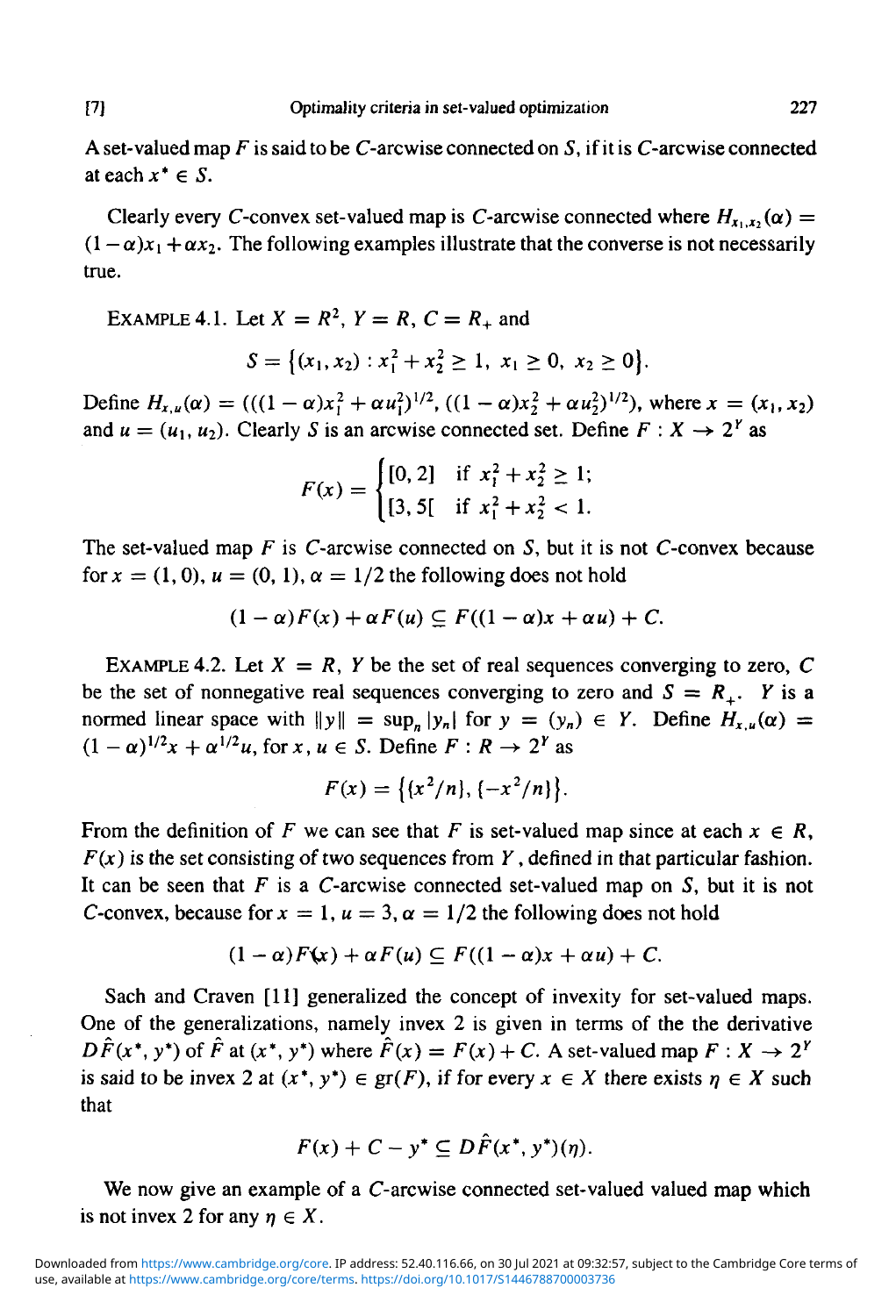A set-valued map $F$ is said to be $C$-arcwise connected on $S$, if it is $C$-arcwise connected at each $x^* \in S$.

Clearly every $C$-convex set-valued map is $C$-arcwise connected where $H_{x_1,x_2}(\alpha) = (1-\alpha)x_1 + \alpha x_2$. The following examples illustrate that the converse is not necessarily true.

EXAMPLE 4.1. Let $X = R^2$, $Y = R$, $C = R_+$ and

$$S = \{(x_1, x_2) : x_1^2 + x_2^2 \geq 1,\ x_1 \geq 0,\ x_2 \geq 0\}.$$

Define $H_{x,u}(\alpha) = (((1-\alpha)x_1^2 + \alpha u_1^2)^{1/2}, ((1-\alpha)x_2^2 + \alpha u_2^2)^{1/2})$, where $x = (x_1, x_2)$ and $u = (u_1, u_2)$. Clearly $S$ is an arcwise connected set. Define $F : X \to 2^Y$ as

$$F(x) = \begin{cases} [0, 2] & \text{if } x_1^2 + x_2^2 \geq 1; \\ [3, 5[ & \text{if } x_1^2 + x_2^2 < 1. \end{cases}$$

The set-valued map $F$ is $C$-arcwise connected on $S$, but it is not $C$-convex because for $x = (1, 0)$, $u = (0, 1)$, $\alpha = 1/2$ the following does not hold

$$(1-\alpha)F(x) + \alpha F(u) \subseteq F((1-\alpha)x + \alpha u) + C.$$

EXAMPLE 4.2. Let $X = R$, $Y$ be the set of real sequences converging to zero, $C$ be the set of nonnegative real sequences converging to zero and $S = R_+$. $Y$ is a normed linear space with $\|y\| = \sup_n |y_n|$ for $y = (y_n) \in Y$. Define $H_{x,u}(\alpha) = (1-\alpha)^{1/2}x + \alpha^{1/2}u$, for $x, u \in S$. Define $F : R \to 2^Y$ as

$$F(x) = \{\{x^2/n\}, \{-x^2/n\}\}.$$

From the definition of $F$ we can see that $F$ is set-valued map since at each $x \in R$, $F(x)$ is the set consisting of two sequences from $Y$, defined in that particular fashion. It can be seen that $F$ is a $C$-arcwise connected set-valued map on $S$, but it is not $C$-convex, because for $x = 1$, $u = 3$, $\alpha = 1/2$ the following does not hold

$$(1-\alpha)F(x) + \alpha F(u) \subseteq F((1-\alpha)x + \alpha u) + C.$$

Sach and Craven [11] generalized the concept of invexity for set-valued maps. One of the generalizations, namely invex 2 is given in terms of the the derivative $D\hat{F}(x^*, y^*)$ of $\hat{F}$ at $(x^*, y^*)$ where $\hat{F}(x) = F(x) + C$. A set-valued map $F : X \to 2^Y$ is said to be invex 2 at $(x^*, y^*) \in \text{gr}(F)$, if for every $x \in X$ there exists $\eta \in X$ such that

$$F(x) + C - y^* \subseteq D\hat{F}(x^*, y^*)(\eta).$$

We now give an example of a $C$-arcwise connected set-valued valued map which is not invex 2 for any $\eta \in X$.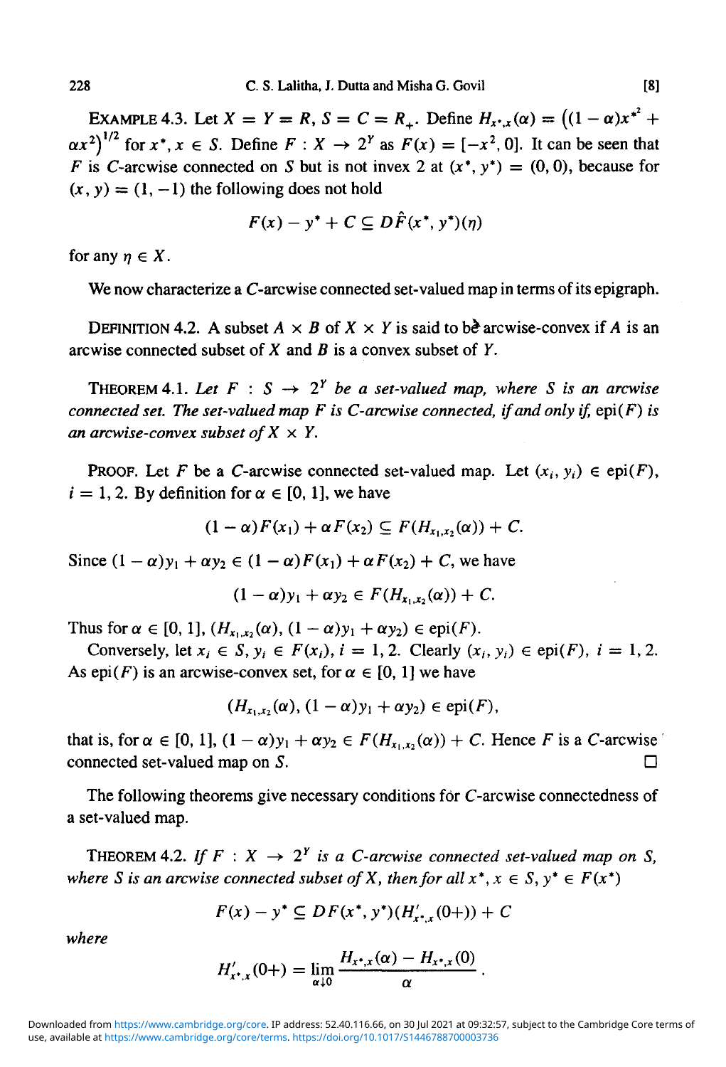EXAMPLE 4.3. Let $X = Y = R$, $S = C = R_+$. Define $H_{x^*,x}(\alpha) = \left((1-\alpha)x^{*^2} + \alpha x^2\right)^{1/2}$ for $x^*, x \in S$. Define $F : X \to 2^Y$ as $F(x) = [-x^2, 0]$. It can be seen that $F$ is $C$-arcwise connected on $S$ but is not invex 2 at $(x^*, y^*) = (0, 0)$, because for $(x, y) = (1, -1)$ the following does not hold

$$F(x) - y^* + C \subseteq D\hat{F}(x^*, y^*)(\eta)$$

for any $\eta \in X$.

We now characterize a $C$-arcwise connected set-valued map in terms of its epigraph.

DEFINITION 4.2. A subset $A \times B$ of $X \times Y$ is said to be arcwise-convex if $A$ is an arcwise connected subset of $X$ and $B$ is a convex subset of $Y$.

THEOREM 4.1. *Let $F : S \to 2^Y$ be a set-valued map, where $S$ is an arcwise connected set. The set-valued map $F$ is $C$-arcwise connected, if and only if, $\mathrm{epi}(F)$ is an arcwise-convex subset of $X \times Y$.*

PROOF. Let $F$ be a $C$-arcwise connected set-valued map. Let $(x_i, y_i) \in \mathrm{epi}(F)$, $i = 1, 2$. By definition for $\alpha \in [0, 1]$, we have

$$(1-\alpha)F(x_1) + \alpha F(x_2) \subseteq F(H_{x_1,x_2}(\alpha)) + C.$$

Since $(1-\alpha)y_1 + \alpha y_2 \in (1-\alpha)F(x_1) + \alpha F(x_2) + C$, we have

$$(1-\alpha)y_1 + \alpha y_2 \in F(H_{x_1,x_2}(\alpha)) + C.$$

Thus for $\alpha \in [0, 1]$, $(H_{x_1,x_2}(\alpha), (1-\alpha)y_1 + \alpha y_2) \in \mathrm{epi}(F)$.

Conversely, let $x_i \in S$, $y_i \in F(x_i)$, $i = 1, 2$. Clearly $(x_i, y_i) \in \mathrm{epi}(F)$, $i = 1, 2$. As $\mathrm{epi}(F)$ is an arcwise-convex set, for $\alpha \in [0, 1]$ we have

$$(H_{x_1,x_2}(\alpha), (1-\alpha)y_1 + \alpha y_2) \in \mathrm{epi}(F),$$

that is, for $\alpha \in [0, 1]$, $(1-\alpha)y_1 + \alpha y_2 \in F(H_{x_1,x_2}(\alpha)) + C$. Hence $F$ is a $C$-arcwise connected set-valued map on $S$. $\square$

The following theorems give necessary conditions for $C$-arcwise connectedness of a set-valued map.

THEOREM 4.2. *If $F : X \to 2^Y$ is a $C$-arcwise connected set-valued map on $S$, where $S$ is an arcwise connected subset of $X$, then for all $x^*, x \in S$, $y^* \in F(x^*)$*

$$F(x) - y^* \subseteq DF(x^*, y^*)(H'_{x^*,x}(0+)) + C$$

*where*

$$H'_{x^*,x}(0+) = \lim_{\alpha \downarrow 0} \frac{H_{x^*,x}(\alpha) - H_{x^*,x}(0)}{\alpha}.$$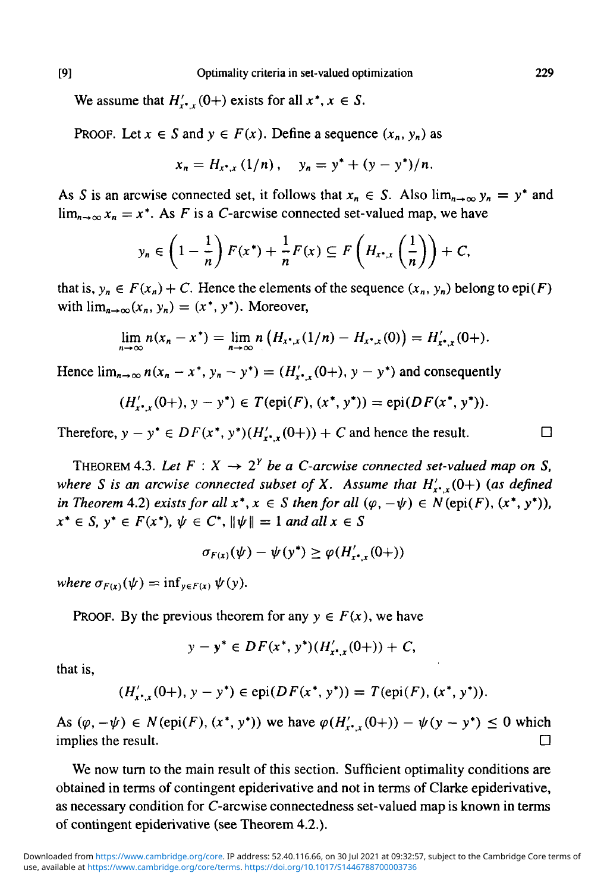We assume that $H'_{x^*,x}(0+)$ exists for all $x^*, x \in S$.

PROOF. Let $x \in S$ and $y \in F(x)$. Define a sequence $(x_n, y_n)$ as

$$x_n = H_{x^*,x}(1/n), \quad y_n = y^* + (y - y^*)/n.$$

As $S$ is an arcwise connected set, it follows that $x_n \in S$. Also $\lim_{n\to\infty} y_n = y^*$ and $\lim_{n\to\infty} x_n = x^*$. As $F$ is a $C$-arcwise connected set-valued map, we have

$$y_n \in \left(1 - \frac{1}{n}\right) F(x^*) + \frac{1}{n} F(x) \subseteq F\left(H_{x^*,x}\left(\frac{1}{n}\right)\right) + C,$$

that is, $y_n \in F(x_n) + C$. Hence the elements of the sequence $(x_n, y_n)$ belong to $\operatorname{epi}(F)$ with $\lim_{n\to\infty}(x_n, y_n) = (x^*, y^*)$. Moreover,

$$\lim_{n\to\infty} n(x_n - x^*) = \lim_{n\to\infty} n\left(H_{x^*,x}(1/n) - H_{x^*,x}(0)\right) = H'_{x^*,x}(0+).$$

Hence $\lim_{n\to\infty} n(x_n - x^*, y_n - y^*) = (H'_{x^*,x}(0+), y - y^*)$ and consequently

$$(H'_{x^*,x}(0+), y - y^*) \in T(\operatorname{epi}(F), (x^*, y^*)) = \operatorname{epi}(DF(x^*, y^*)).$$

Therefore, $y - y^* \in DF(x^*, y^*)(H'_{x^*,x}(0+)) + C$ and hence the result. □

THEOREM 4.3. *Let $F : X \to 2^Y$ be a $C$-arcwise connected set-valued map on $S$, where $S$ is an arcwise connected subset of $X$. Assume that $H'_{x^*,x}(0+)$ (as defined in Theorem 4.2) exists for all $x^*, x \in S$ then for all $(\varphi, -\psi) \in N(\operatorname{epi}(F), (x^*, y^*))$, $x^* \in S$, $y^* \in F(x^*)$, $\psi \in C^*$, $\|\psi\| = 1$ and all $x \in S$*

$$\sigma_{F(x)}(\psi) - \psi(y^*) \geq \varphi(H'_{x^*,x}(0+))$$

*where $\sigma_{F(x)}(\psi) = \inf_{y\in F(x)} \psi(y)$.*

PROOF. By the previous theorem for any $y \in F(x)$, we have

$$y - y^* \in DF(x^*, y^*)(H'_{x^*,x}(0+)) + C,$$

that is,

$$(H'_{x^*,x}(0+), y - y^*) \in \operatorname{epi}(DF(x^*, y^*)) = T(\operatorname{epi}(F), (x^*, y^*)).$$

As $(\varphi, -\psi) \in N(\operatorname{epi}(F), (x^*, y^*))$ we have $\varphi(H'_{x^*,x}(0+)) - \psi(y - y^*) \leq 0$ which implies the result. □

We now turn to the main result of this section. Sufficient optimality conditions are obtained in terms of contingent epiderivative and not in terms of Clarke epiderivative, as necessary condition for $C$-arcwise connectedness set-valued map is known in terms of contingent epiderivative (see Theorem 4.2.).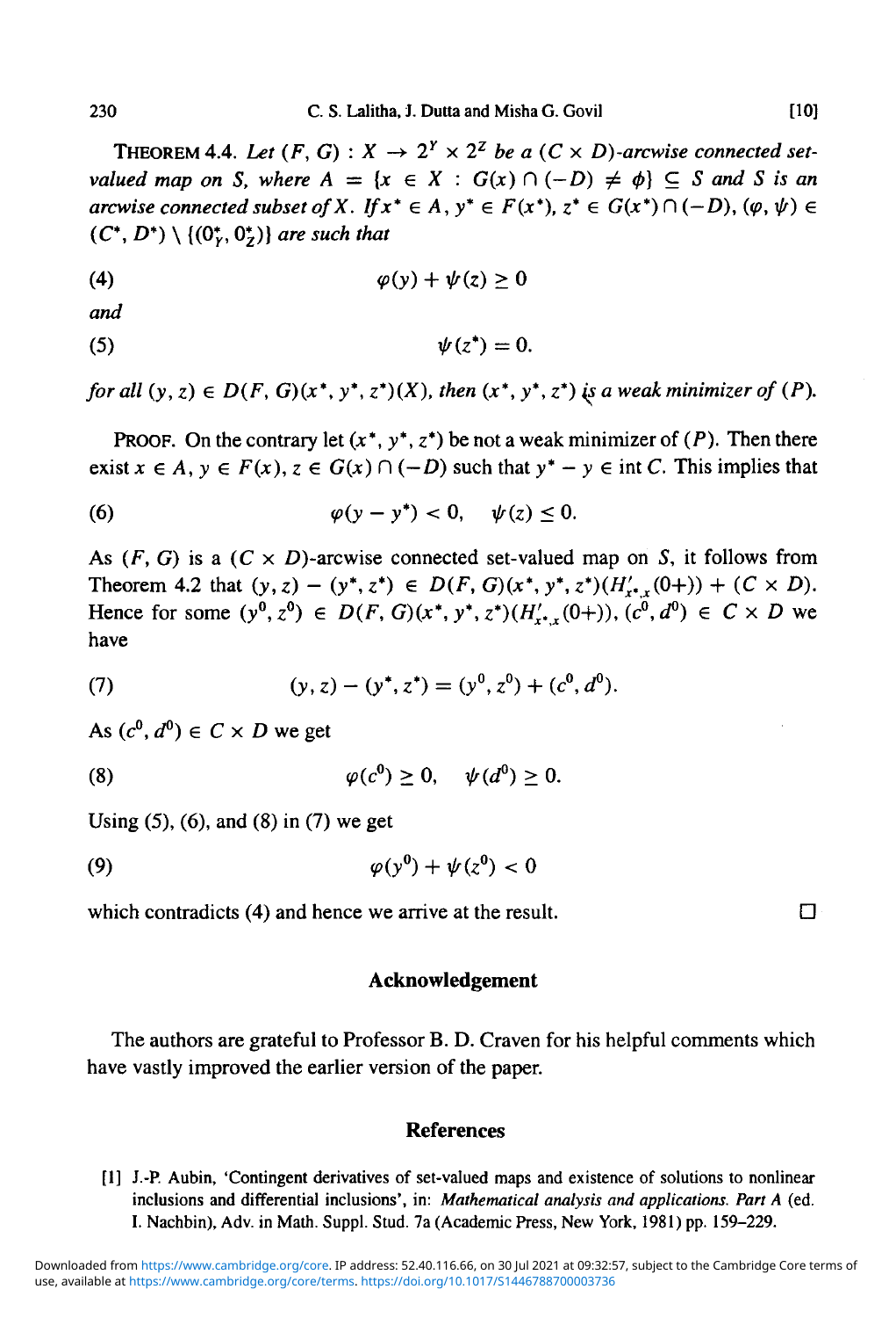THEOREM 4.4. *Let* $(F, G) : X \to 2^Y \times 2^Z$ *be a* $(C \times D)$*-arcwise connected set-valued map on* $S$*, where* $A = \{x \in X : G(x) \cap (-D) \neq \phi\} \subseteq S$ *and* $S$ *is an arcwise connected subset of* $X$*. If* $x^* \in A$, $y^* \in F(x^*)$, $z^* \in G(x^*) \cap (-D)$, $(\varphi, \psi) \in (C^*, D^*) \setminus \{(0^*_Y, 0^*_Z)\}$ *are such that*

$$\varphi(y) + \psi(z) \geq 0 \tag{4}$$

*and*

$$\psi(z^*) = 0. \tag{5}$$

*for all* $(y, z) \in D(F, G)(x^*, y^*, z^*)(X)$*, then* $(x^*, y^*, z^*)$ *is a weak minimizer of* $(P)$.

PROOF. On the contrary let $(x^*, y^*, z^*)$ be not a weak minimizer of $(P)$. Then there exist $x \in A$, $y \in F(x)$, $z \in G(x) \cap (-D)$ such that $y^* - y \in \operatorname{int} C$. This implies that

$$\varphi(y - y^*) < 0, \quad \psi(z) \leq 0. \tag{6}$$

As $(F, G)$ is a $(C \times D)$-arcwise connected set-valued map on $S$, it follows from Theorem 4.2 that $(y, z) - (y^*, z^*) \in D(F, G)(x^*, y^*, z^*)(H'_{x^*,x}(0+)) + (C \times D)$. Hence for some $(y^0, z^0) \in D(F, G)(x^*, y^*, z^*)(H'_{x^*,x}(0+))$, $(c^0, d^0) \in C \times D$ we have

$$(y, z) - (y^*, z^*) = (y^0, z^0) + (c^0, d^0). \tag{7}$$

As $(c^0, d^0) \in C \times D$ we get

$$\varphi(c^0) \geq 0, \quad \psi(d^0) \geq 0. \tag{8}$$

Using (5), (6), and (8) in (7) we get

$$\varphi(y^0) + \psi(z^0) < 0 \tag{9}$$

which contradicts (4) and hence we arrive at the result. □

## Acknowledgement

The authors are grateful to Professor B. D. Craven for his helpful comments which have vastly improved the earlier version of the paper.

## References

[1] J.-P. Aubin, 'Contingent derivatives of set-valued maps and existence of solutions to nonlinear inclusions and differential inclusions', in: *Mathematical analysis and applications. Part A* (ed. I. Nachbin), Adv. in Math. Suppl. Stud. 7a (Academic Press, New York, 1981) pp. 159–229.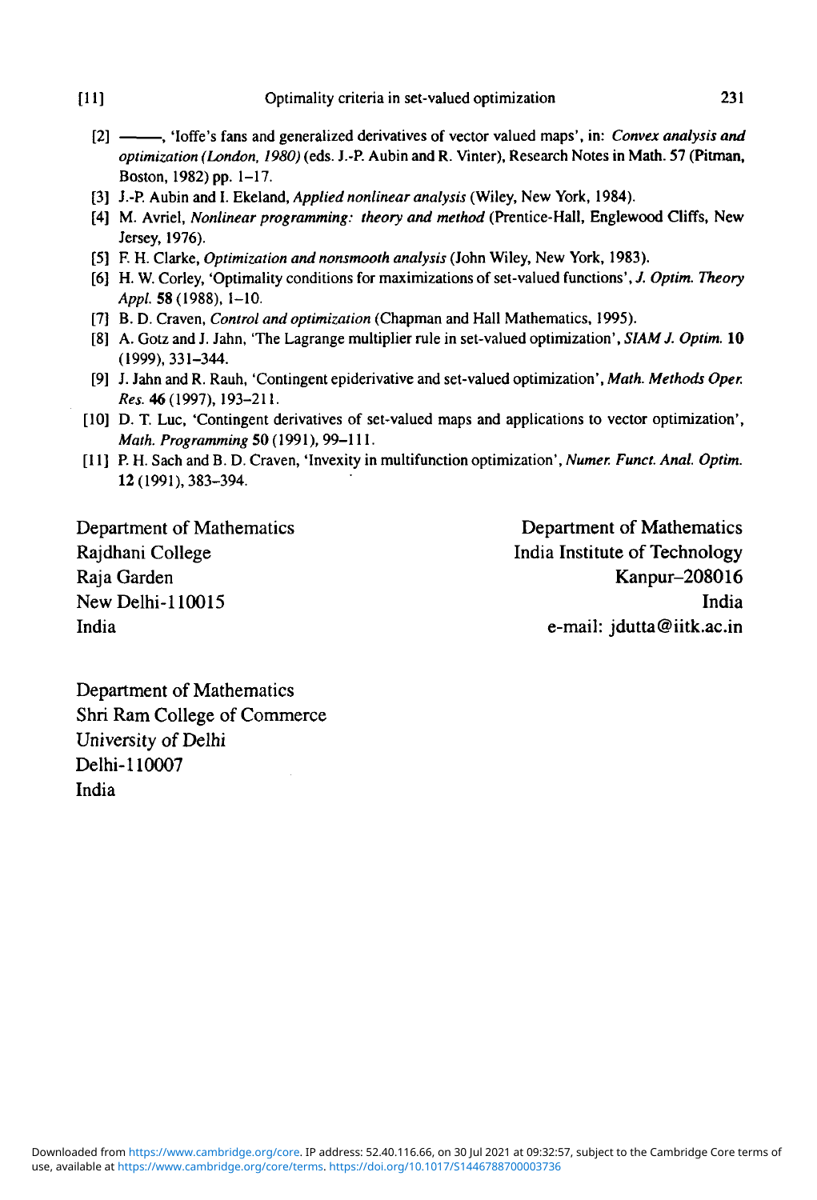[2] ———, 'Ioffe's fans and generalized derivatives of vector valued maps', in: *Convex analysis and optimization (London, 1980)* (eds. J.-P. Aubin and R. Vinter), Research Notes in Math. 57 (Pitman, Boston, 1982) pp. 1–17.

[3] J.-P. Aubin and I. Ekeland, *Applied nonlinear analysis* (Wiley, New York, 1984).

[4] M. Avriel, *Nonlinear programming: theory and method* (Prentice-Hall, Englewood Cliffs, New Jersey, 1976).

[5] F. H. Clarke, *Optimization and nonsmooth analysis* (John Wiley, New York, 1983).

[6] H. W. Corley, 'Optimality conditions for maximizations of set-valued functions', *J. Optim. Theory Appl.* **58** (1988), 1–10.

[7] B. D. Craven, *Control and optimization* (Chapman and Hall Mathematics, 1995).

[8] A. Gotz and J. Jahn, 'The Lagrange multiplier rule in set-valued optimization', *SIAM J. Optim.* **10** (1999), 331–344.

[9] J. Jahn and R. Rauh, 'Contingent epiderivative and set-valued optimization', *Math. Methods Oper. Res.* **46** (1997), 193–211.

[10] D. T. Luc, 'Contingent derivatives of set-valued maps and applications to vector optimization', *Math. Programming* **50** (1991), 99–111.

[11] P. H. Sach and B. D. Craven, 'Invexity in multifunction optimization', *Numer. Funct. Anal. Optim.* **12** (1991), 383–394.

Department of Mathematics
Rajdhani College
Raja Garden
New Delhi-110015
India

Department of Mathematics
India Institute of Technology
Kanpur–208016
India
e-mail: jdutta@iitk.ac.in

Department of Mathematics
Shri Ram College of Commerce
University of Delhi
Delhi-110007
India